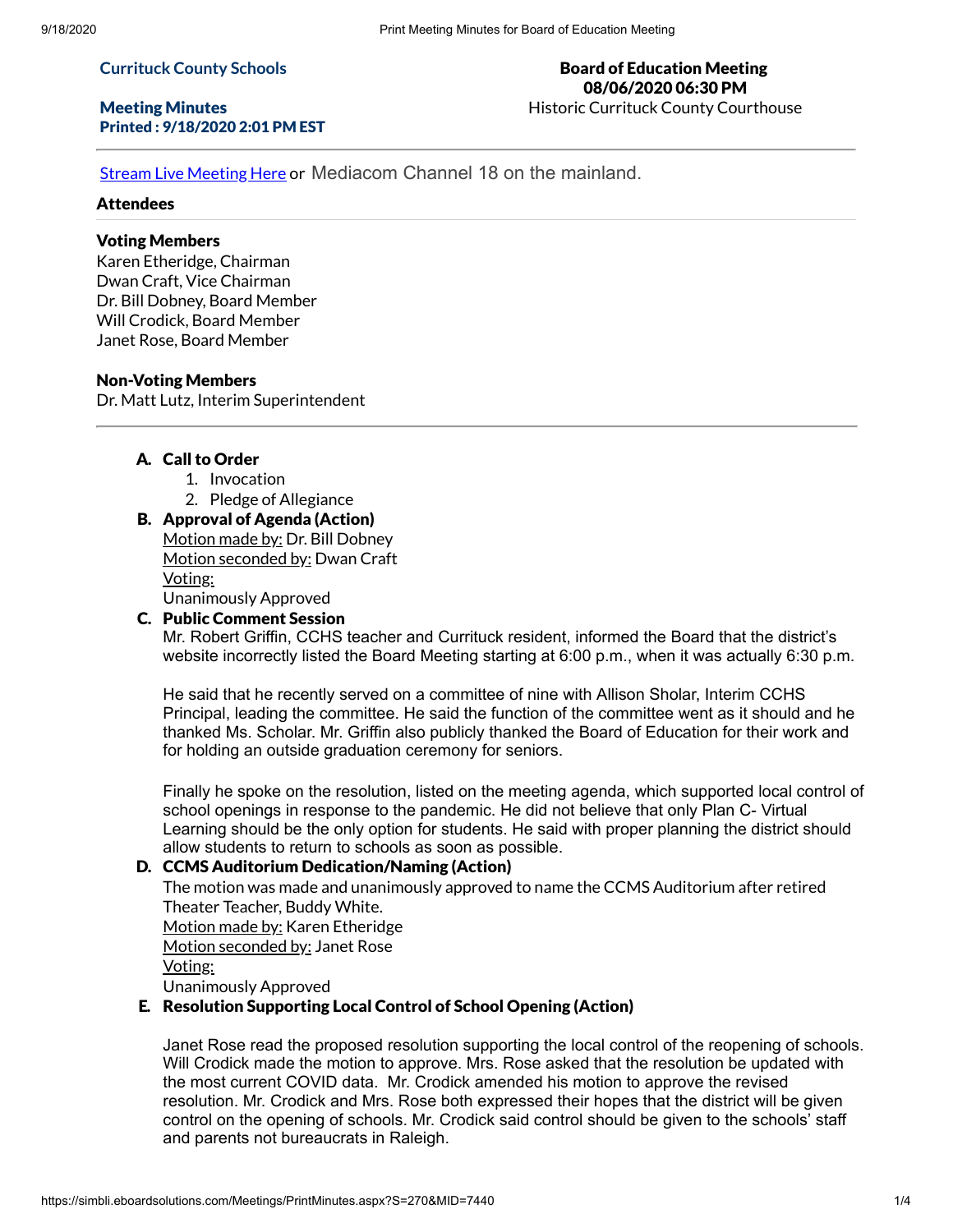**Currituck County Schools**

**Meeting Minutes**
**Printed : 9/18/2020 2:01 PM EST**

**Board of Education Meeting**
**08/06/2020 06:30 PM**
Historic Currituck County Courthouse

Stream Live Meeting Here or Mediacom Channel 18 on the mainland.

## Attendees

### Voting Members

Karen Etheridge, Chairman
Dwan Craft, Vice Chairman
Dr. Bill Dobney, Board Member
Will Crodick, Board Member
Janet Rose, Board Member

### Non-Voting Members

Dr. Matt Lutz, Interim Superintendent

---

### A. Call to Order

1. Invocation
2. Pledge of Allegiance

### B. Approval of Agenda (Action)

Motion made by: Dr. Bill Dobney
Motion seconded by: Dwan Craft
Voting:
Unanimously Approved

### C. Public Comment Session

Mr. Robert Griffin, CCHS teacher and Currituck resident, informed the Board that the district's website incorrectly listed the Board Meeting starting at 6:00 p.m., when it was actually 6:30 p.m.

He said that he recently served on a committee of nine with Allison Sholar, Interim CCHS Principal, leading the committee. He said the function of the committee went as it should and he thanked Ms. Scholar. Mr. Griffin also publicly thanked the Board of Education for their work and for holding an outside graduation ceremony for seniors.

Finally he spoke on the resolution, listed on the meeting agenda, which supported local control of school openings in response to the pandemic. He did not believe that only Plan C- Virtual Learning should be the only option for students. He said with proper planning the district should allow students to return to schools as soon as possible.

### D. CCMS Auditorium Dedication/Naming (Action)

The motion was made and unanimously approved to name the CCMS Auditorium after retired Theater Teacher, Buddy White.
Motion made by: Karen Etheridge
Motion seconded by: Janet Rose
Voting:
Unanimously Approved

### E. Resolution Supporting Local Control of School Opening (Action)

Janet Rose read the proposed resolution supporting the local control of the reopening of schools. Will Crodick made the motion to approve. Mrs. Rose asked that the resolution be updated with the most current COVID data. Mr. Crodick amended his motion to approve the revised resolution. Mr. Crodick and Mrs. Rose both expressed their hopes that the district will be given control on the opening of schools. Mr. Crodick said control should be given to the schools' staff and parents not bureaucrats in Raleigh.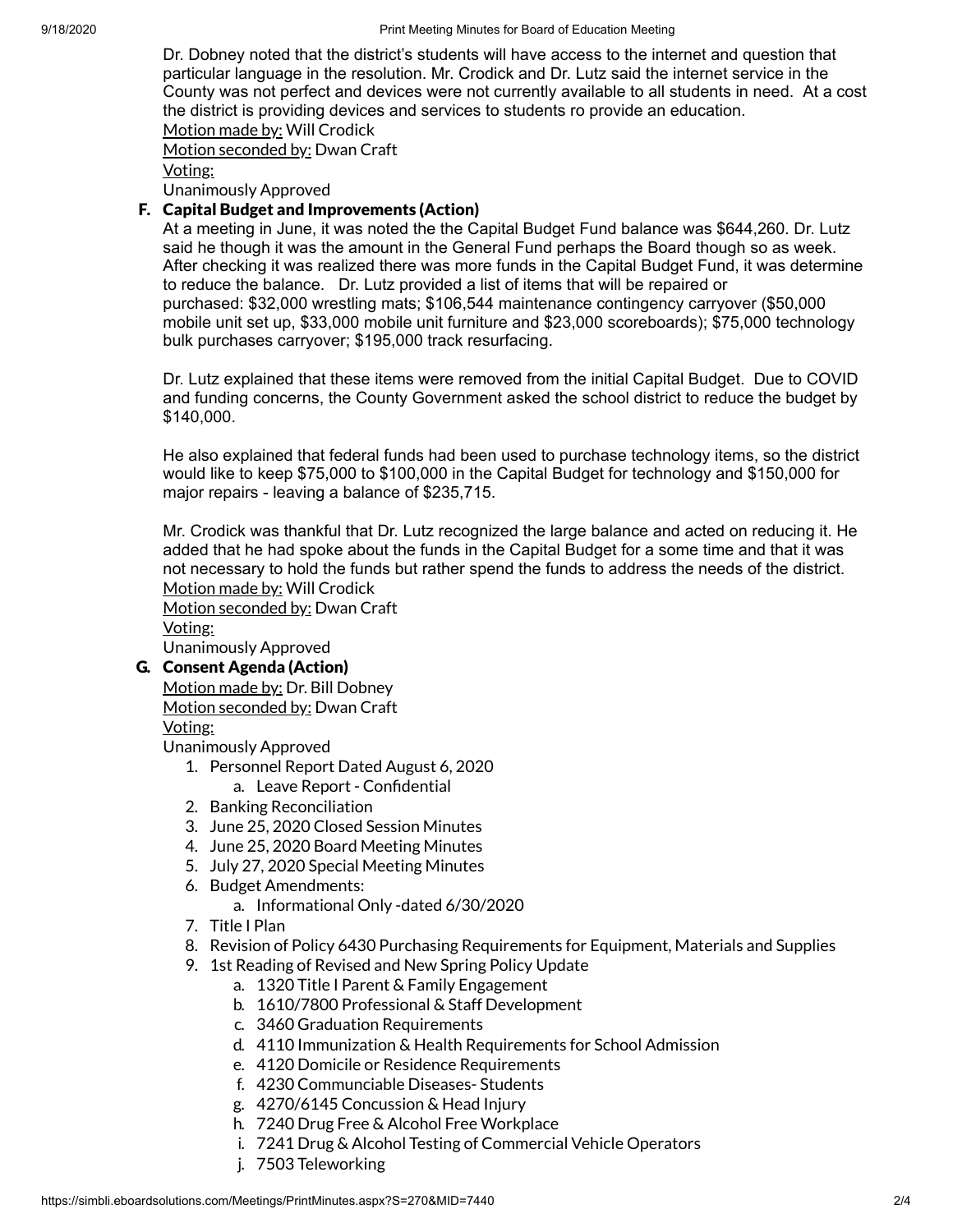Dr. Dobney noted that the district's students will have access to the internet and question that particular language in the resolution. Mr. Crodick and Dr. Lutz said the internet service in the County was not perfect and devices were not currently available to all students in need. At a cost the district is providing devices and services to students ro provide an education.

Motion made by: Will Crodick
Motion seconded by: Dwan Craft
Voting:
Unanimously Approved

### F. Capital Budget and Improvements (Action)

At a meeting in June, it was noted the the Capital Budget Fund balance was $644,260. Dr. Lutz said he though it was the amount in the General Fund perhaps the Board though so as week. After checking it was realized there was more funds in the Capital Budget Fund, it was determine to reduce the balance. Dr. Lutz provided a list of items that will be repaired or purchased: $32,000 wrestling mats; $106,544 maintenance contingency carryover ($50,000 mobile unit set up, $33,000 mobile unit furniture and $23,000 scoreboards); $75,000 technology bulk purchases carryover; $195,000 track resurfacing.

Dr. Lutz explained that these items were removed from the initial Capital Budget. Due to COVID and funding concerns, the County Government asked the school district to reduce the budget by $140,000.

He also explained that federal funds had been used to purchase technology items, so the district would like to keep $75,000 to $100,000 in the Capital Budget for technology and $150,000 for major repairs - leaving a balance of $235,715.

Mr. Crodick was thankful that Dr. Lutz recognized the large balance and acted on reducing it. He added that he had spoke about the funds in the Capital Budget for a some time and that it was not necessary to hold the funds but rather spend the funds to address the needs of the district.

Motion made by: Will Crodick
Motion seconded by: Dwan Craft
Voting:
Unanimously Approved

### G. Consent Agenda (Action)

Motion made by: Dr. Bill Dobney
Motion seconded by: Dwan Craft
Voting:
Unanimously Approved

1. Personnel Report Dated August 6, 2020
   a. Leave Report - Confidential
2. Banking Reconciliation
3. June 25, 2020 Closed Session Minutes
4. June 25, 2020 Board Meeting Minutes
5. July 27, 2020 Special Meeting Minutes
6. Budget Amendments:
   a. Informational Only -dated 6/30/2020
7. Title I Plan
8. Revision of Policy 6430 Purchasing Requirements for Equipment, Materials and Supplies
9. 1st Reading of Revised and New Spring Policy Update
   a. 1320 Title I Parent & Family Engagement
   b. 1610/7800 Professional & Staff Development
   c. 3460 Graduation Requirements
   d. 4110 Immunization & Health Requirements for School Admission
   e. 4120 Domicile or Residence Requirements
   f. 4230 Communciable Diseases- Students
   g. 4270/6145 Concussion & Head Injury
   h. 7240 Drug Free & Alcohol Free Workplace
   i. 7241 Drug & Alcohol Testing of Commercial Vehicle Operators
   j. 7503 Teleworking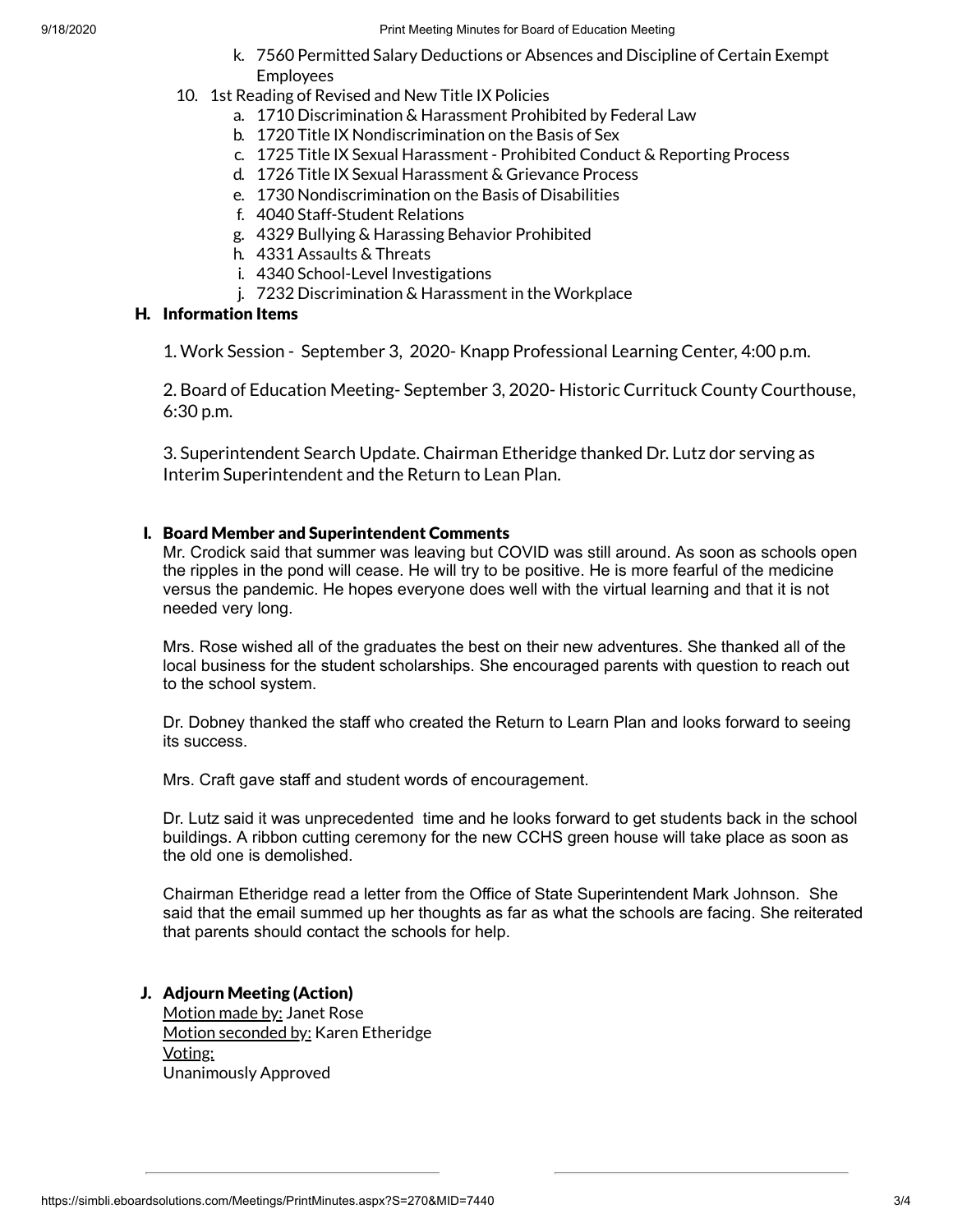k. 7560 Permitted Salary Deductions or Absences and Discipline of Certain Exempt Employees

10. 1st Reading of Revised and New Title IX Policies
   a. 1710 Discrimination & Harassment Prohibited by Federal Law
   b. 1720 Title IX Nondiscrimination on the Basis of Sex
   c. 1725 Title IX Sexual Harassment - Prohibited Conduct & Reporting Process
   d. 1726 Title IX Sexual Harassment & Grievance Process
   e. 1730 Nondiscrimination on the Basis of Disabilities
   f. 4040 Staff-Student Relations
   g. 4329 Bullying & Harassing Behavior Prohibited
   h. 4331 Assaults & Threats
   i. 4340 School-Level Investigations
   j. 7232 Discrimination & Harassment in the Workplace

## H. Information Items

1. Work Session - September 3, 2020- Knapp Professional Learning Center, 4:00 p.m.

2. Board of Education Meeting- September 3, 2020- Historic Currituck County Courthouse, 6:30 p.m.

3. Superintendent Search Update. Chairman Etheridge thanked Dr. Lutz dor serving as Interim Superintendent and the Return to Lean Plan.

## I. Board Member and Superintendent Comments

Mr. Crodick said that summer was leaving but COVID was still around. As soon as schools open the ripples in the pond will cease. He will try to be positive. He is more fearful of the medicine versus the pandemic. He hopes everyone does well with the virtual learning and that it is not needed very long.

Mrs. Rose wished all of the graduates the best on their new adventures. She thanked all of the local business for the student scholarships. She encouraged parents with question to reach out to the school system.

Dr. Dobney thanked the staff who created the Return to Learn Plan and looks forward to seeing its success.

Mrs. Craft gave staff and student words of encouragement.

Dr. Lutz said it was unprecedented time and he looks forward to get students back in the school buildings. A ribbon cutting ceremony for the new CCHS green house will take place as soon as the old one is demolished.

Chairman Etheridge read a letter from the Office of State Superintendent Mark Johnson. She said that the email summed up her thoughts as far as what the schools are facing. She reiterated that parents should contact the schools for help.

## J. Adjourn Meeting (Action)

Motion made by: Janet Rose
Motion seconded by: Karen Etheridge
Voting:
Unanimously Approved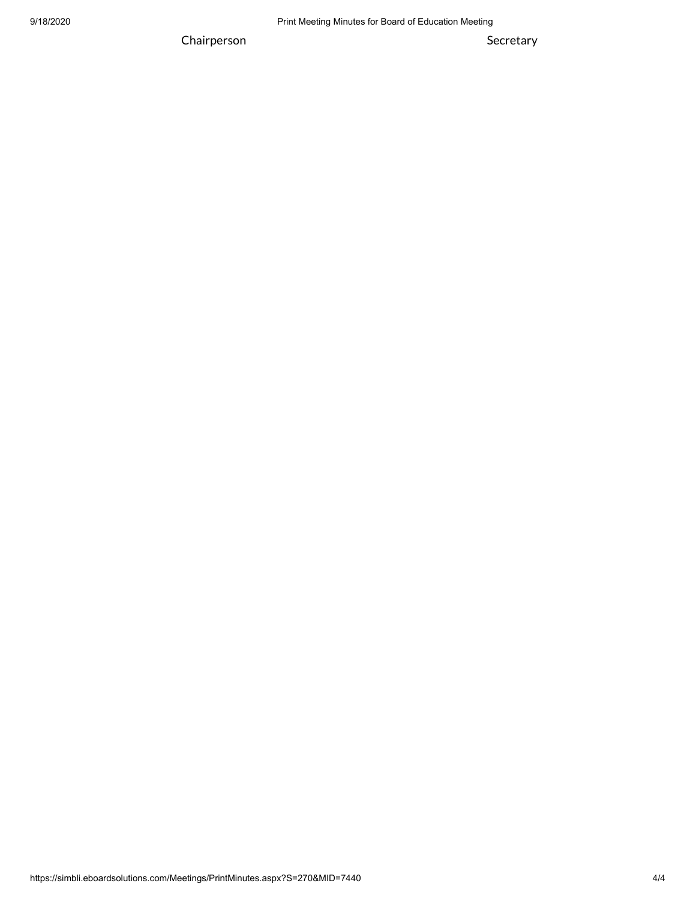Chairperson Secretary